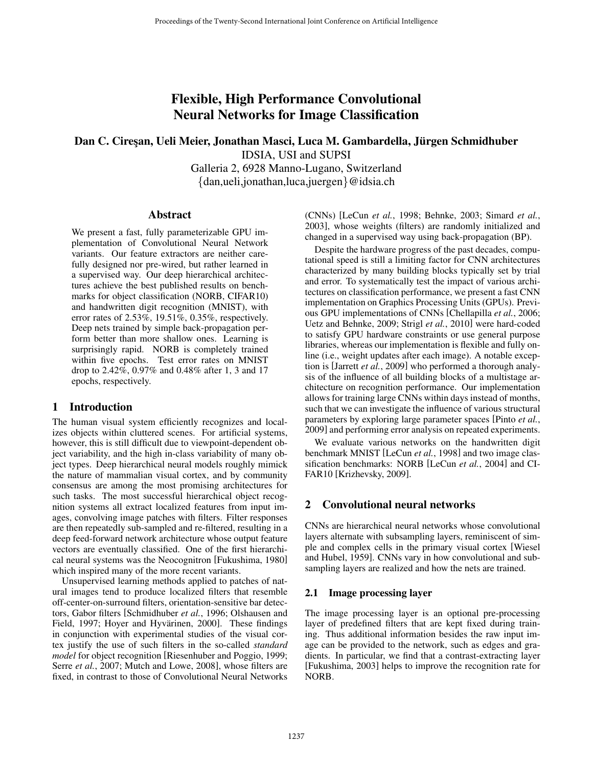# Flexible, High Performance Convolutional Neural Networks for Image Classification

**Dan C. Cireşan, Ueli Meier, Jonathan Masci, Luca M. Gambardella, Jürgen Schmidhuber**
IDSIA, USI and SUPSI
Galleria 2, 6928 Manno-Lugano, Switzerland
{dan,ueli,jonathan,luca,juergen}@idsia.ch

## Abstract

We present a fast, fully parameterizable GPU implementation of Convolutional Neural Network variants. Our feature extractors are neither carefully designed nor pre-wired, but rather learned in a supervised way. Our deep hierarchical architectures achieve the best published results on benchmarks for object classification (NORB, CIFAR10) and handwritten digit recognition (MNIST), with error rates of 2.53%, 19.51%, 0.35%, respectively. Deep nets trained by simple back-propagation perform better than more shallow ones. Learning is surprisingly rapid. NORB is completely trained within five epochs. Test error rates on MNIST drop to 2.42%, 0.97% and 0.48% after 1, 3 and 17 epochs, respectively.

## 1 Introduction

The human visual system efficiently recognizes and localizes objects within cluttered scenes. For artificial systems, however, this is still difficult due to viewpoint-dependent object variability, and the high in-class variability of many object types. Deep hierarchical neural models roughly mimick the nature of mammalian visual cortex, and by community consensus are among the most promising architectures for such tasks. The most successful hierarchical object recognition systems all extract localized features from input images, convolving image patches with filters. Filter responses are then repeatedly sub-sampled and re-filtered, resulting in a deep feed-forward network architecture whose output feature vectors are eventually classified. One of the first hierarchical neural systems was the Neocognitron [Fukushima, 1980] which inspired many of the more recent variants.

Unsupervised learning methods applied to patches of natural images tend to produce localized filters that resemble off-center-on-surround filters, orientation-sensitive bar detectors, Gabor filters [Schmidhuber *et al.*, 1996; Olshausen and Field, 1997; Hoyer and Hyvärinen, 2000]. These findings in conjunction with experimental studies of the visual cortex justify the use of such filters in the so-called *standard model* for object recognition [Riesenhuber and Poggio, 1999; Serre *et al.*, 2007; Mutch and Lowe, 2008], whose filters are fixed, in contrast to those of Convolutional Neural Networks (CNNs) [LeCun *et al.*, 1998; Behnke, 2003; Simard *et al.*, 2003], whose weights (filters) are randomly initialized and changed in a supervised way using back-propagation (BP).

Despite the hardware progress of the past decades, computational speed is still a limiting factor for CNN architectures characterized by many building blocks typically set by trial and error. To systematically test the impact of various architectures on classification performance, we present a fast CNN implementation on Graphics Processing Units (GPUs). Previous GPU implementations of CNNs [Chellapilla *et al.*, 2006; Uetz and Behnke, 2009; Strigl *et al.*, 2010] were hard-coded to satisfy GPU hardware constraints or use general purpose libraries, whereas our implementation is flexible and fully online (i.e., weight updates after each image). A notable exception is [Jarrett *et al.*, 2009] who performed a thorough analysis of the influence of all building blocks of a multistage architecture on recognition performance. Our implementation allows for training large CNNs within days instead of months, such that we can investigate the influence of various structural parameters by exploring large parameter spaces [Pinto *et al.*, 2009] and performing error analysis on repeated experiments.

We evaluate various networks on the handwritten digit benchmark MNIST [LeCun *et al.*, 1998] and two image classification benchmarks: NORB [LeCun *et al.*, 2004] and CIFAR10 [Krizhevsky, 2009].

## 2 Convolutional neural networks

CNNs are hierarchical neural networks whose convolutional layers alternate with subsampling layers, reminiscent of simple and complex cells in the primary visual cortex [Wiesel and Hubel, 1959]. CNNs vary in how convolutional and subsampling layers are realized and how the nets are trained.

### 2.1 Image processing layer

The image processing layer is an optional pre-processing layer of predefined filters that are kept fixed during training. Thus additional information besides the raw input image can be provided to the network, such as edges and gradients. In particular, we find that a contrast-extracting layer [Fukushima, 2003] helps to improve the recognition rate for NORB.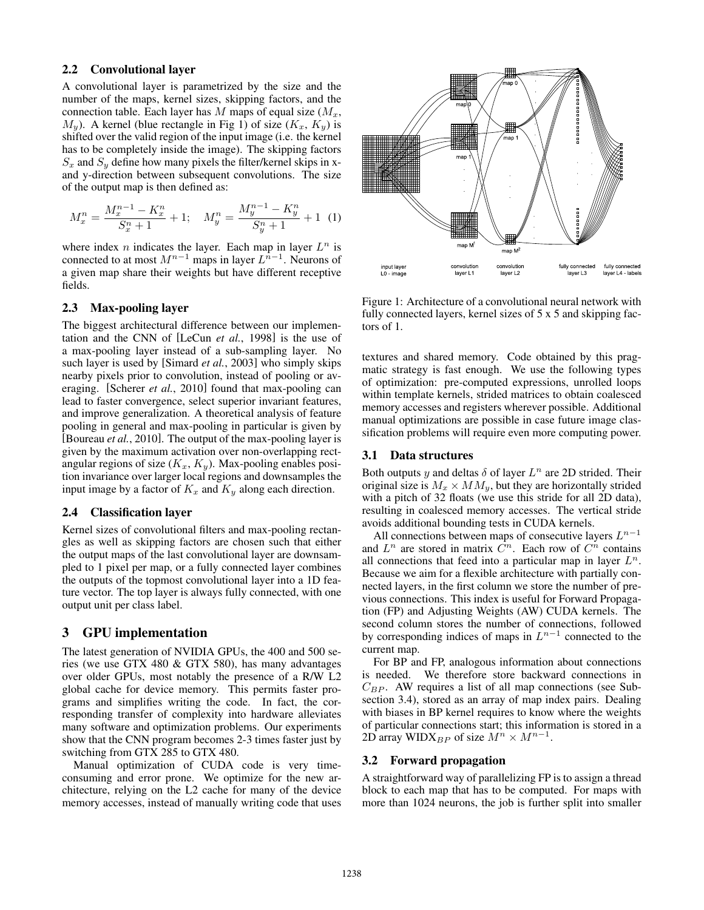### 2.2 Convolutional layer

A convolutional layer is parametrized by the size and the number of the maps, kernel sizes, skipping factors, and the connection table. Each layer has $M$ maps of equal size ($M_x$, $M_y$). A kernel (blue rectangle in Fig 1) of size ($K_x$, $K_y$) is shifted over the valid region of the input image (i.e. the kernel has to be completely inside the image). The skipping factors $S_x$ and $S_y$ define how many pixels the filter/kernel skips in x- and y-direction between subsequent convolutions. The size of the output map is then defined as:

$$M_x^n = \frac{M_x^{n-1} - K_x^n}{S_x^n + 1} + 1; \quad M_y^n = \frac{M_y^{n-1} - K_y^n}{S_y^n + 1} + 1 \quad (1)$$

where index $n$ indicates the layer. Each map in layer $L^n$ is connected to at most $M^{n-1}$ maps in layer $L^{n-1}$. Neurons of a given map share their weights but have different receptive fields.

### 2.3 Max-pooling layer

The biggest architectural difference between our implementation and the CNN of [LeCun *et al.*, 1998] is the use of a max-pooling layer instead of a sub-sampling layer. No such layer is used by [Simard *et al.*, 2003] who simply skips nearby pixels prior to convolution, instead of pooling or averaging. [Scherer *et al.*, 2010] found that max-pooling can lead to faster convergence, select superior invariant features, and improve generalization. A theoretical analysis of feature pooling in general and max-pooling in particular is given by [Boureau *et al.*, 2010]. The output of the max-pooling layer is given by the maximum activation over non-overlapping rectangular regions of size ($K_x$, $K_y$). Max-pooling enables position invariance over larger local regions and downsamples the input image by a factor of $K_x$ and $K_y$ along each direction.

### 2.4 Classification layer

Kernel sizes of convolutional filters and max-pooling rectangles as well as skipping factors are chosen such that either the output maps of the last convolutional layer are downsampled to 1 pixel per map, or a fully connected layer combines the outputs of the topmost convolutional layer into a 1D feature vector. The top layer is always fully connected, with one output unit per class label.

Figure 1: Architecture of a convolutional neural network with fully connected layers, kernel sizes of 5 x 5 and skipping factors of 1.

## 3 GPU implementation

The latest generation of NVIDIA GPUs, the 400 and 500 series (we use GTX 480 & GTX 580), has many advantages over older GPUs, most notably the presence of a R/W L2 global cache for device memory. This permits faster programs and simplifies writing the code. In fact, the corresponding transfer of complexity into hardware alleviates many software and optimization problems. Our experiments show that the CNN program becomes 2-3 times faster just by switching from GTX 285 to GTX 480.

Manual optimization of CUDA code is very time-consuming and error prone. We optimize for the new architecture, relying on the L2 cache for many of the device memory accesses, instead of manually writing code that uses textures and shared memory. Code obtained by this pragmatic strategy is fast enough. We use the following types of optimization: pre-computed expressions, unrolled loops within template kernels, strided matrices to obtain coalesced memory accesses and registers wherever possible. Additional manual optimizations are possible in case future image classification problems will require even more computing power.

### 3.1 Data structures

Both outputs $y$ and deltas $\delta$ of layer $L^n$ are 2D strided. Their original size is $M_x \times MM_y$, but they are horizontally strided with a pitch of 32 floats (we use this stride for all 2D data), resulting in coalesced memory accesses. The vertical stride avoids additional bounding tests in CUDA kernels.

All connections between maps of consecutive layers $L^{n-1}$ and $L^n$ are stored in matrix $C^n$. Each row of $C^n$ contains all connections that feed into a particular map in layer $L^n$. Because we aim for a flexible architecture with partially connected layers, in the first column we store the number of previous connections. This index is useful for Forward Propagation (FP) and Adjusting Weights (AW) CUDA kernels. The second column stores the number of connections, followed by corresponding indices of maps in $L^{n-1}$ connected to the current map.

For BP and FP, analogous information about connections is needed. We therefore store backward connections in $C_{BP}$. AW requires a list of all map connections (see Subsection 3.4), stored as an array of map index pairs. Dealing with biases in BP requires to know where the weights of particular connections start; this information is stored in a 2D array $\text{WIDX}_{BP}$ of size $M^n \times M^{n-1}$.

### 3.2 Forward propagation

A straightforward way of parallelizing FP is to assign a thread block to each map that has to be computed. For maps with more than 1024 neurons, the job is further split into smaller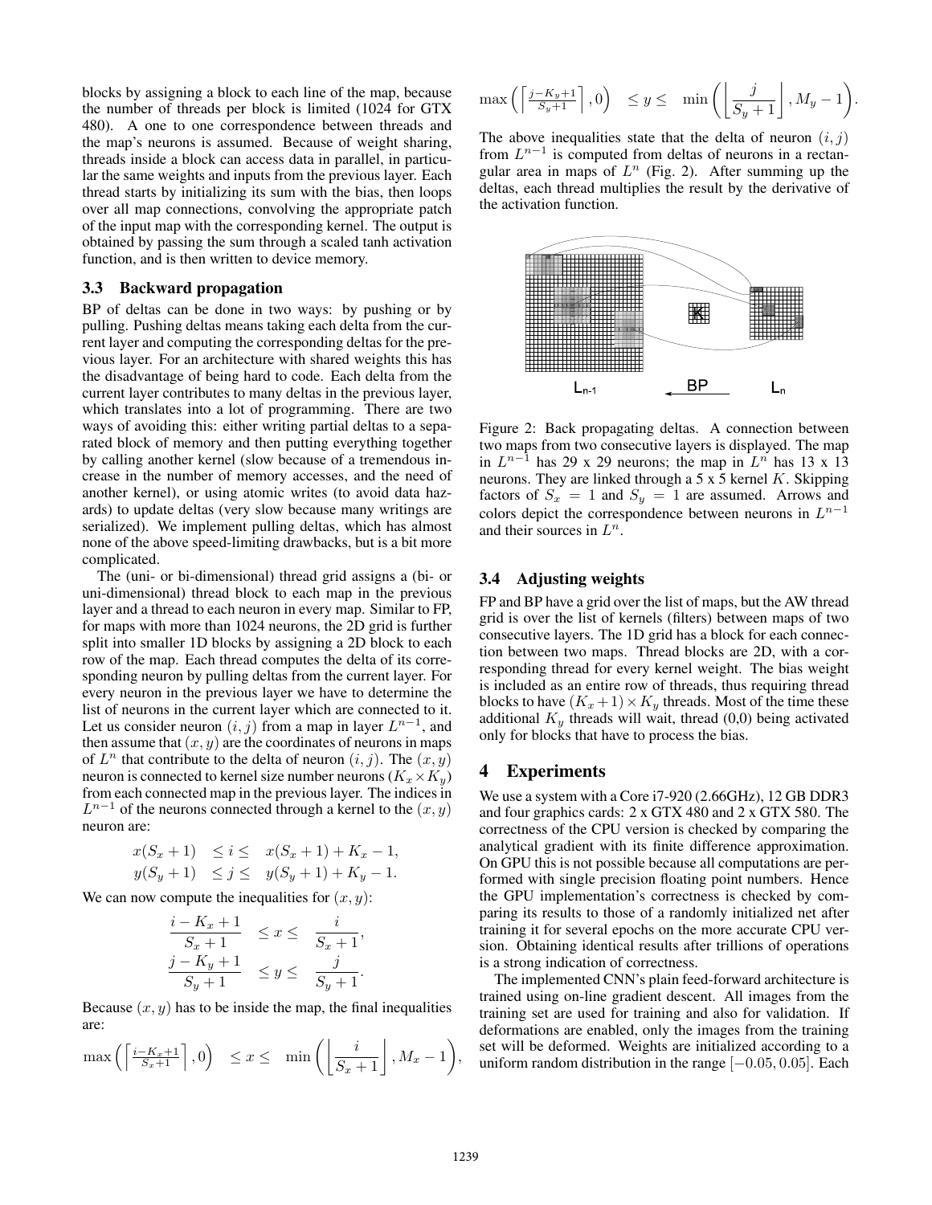blocks by assigning a block to each line of the map, because the number of threads per block is limited (1024 for GTX 480). A one to one correspondence between threads and the map's neurons is assumed. Because of weight sharing, threads inside a block can access data in parallel, in particular the same weights and inputs from the previous layer. Each thread starts by initializing its sum with the bias, then loops over all map connections, convolving the appropriate patch of the input map with the corresponding kernel. The output is obtained by passing the sum through a scaled tanh activation function, and is then written to device memory.

### 3.3 Backward propagation

BP of deltas can be done in two ways: by pushing or by pulling. Pushing deltas means taking each delta from the current layer and computing the corresponding deltas for the previous layer. For an architecture with shared weights this has the disadvantage of being hard to code. Each delta from the current layer contributes to many deltas in the previous layer, which translates into a lot of programming. There are two ways of avoiding this: either writing partial deltas to a separated block of memory and then putting everything together by calling another kernel (slow because of a tremendous increase in the number of memory accesses, and the need of another kernel), or using atomic writes (to avoid data hazards) to update deltas (very slow because many writings are serialized). We implement pulling deltas, which has almost none of the above speed-limiting drawbacks, but is a bit more complicated.

The (uni- or bi-dimensional) thread grid assigns a (bi- or uni-dimensional) thread block to each map in the previous layer and a thread to each neuron in every map. Similar to FP, for maps with more than 1024 neurons, the 2D grid is further split into smaller 1D blocks by assigning a 2D block to each row of the map. Each thread computes the delta of its corresponding neuron by pulling deltas from the current layer. For every neuron in the previous layer we have to determine the list of neurons in the current layer which are connected to it. Let us consider neuron $(i, j)$ from a map in layer $L^{n-1}$, and then assume that $(x, y)$ are the coordinates of neurons in maps of $L^n$ that contribute to the delta of neuron $(i, j)$. The $(x, y)$ neuron is connected to kernel size number neurons ($K_x \times K_y$) from each connected map in the previous layer. The indices in $L^{n-1}$ of the neurons connected through a kernel to the $(x, y)$ neuron are:

$$
\begin{aligned}
x(S_x + 1) \quad &\leq i \leq \quad x(S_x + 1) + K_x - 1, \\
y(S_y + 1) \quad &\leq j \leq \quad y(S_y + 1) + K_y - 1.
\end{aligned}
$$

We can now compute the inequalities for $(x, y)$:

$$
\begin{aligned}
\frac{i - K_x + 1}{S_x + 1} \quad &\leq x \leq \quad \frac{i}{S_x + 1}, \\
\frac{j - K_y + 1}{S_y + 1} \quad &\leq y \leq \quad \frac{j}{S_y + 1}.
\end{aligned}
$$

Because $(x, y)$ has to be inside the map, the final inequalities are:

$$
\max\left(\left\lceil \frac{i-K_x+1}{S_x+1} \right\rceil, 0\right) \quad \leq x \leq \quad \min\left(\left\lfloor \frac{i}{S_x + 1} \right\rfloor, M_x - 1\right),
$$

$$
\max\left(\left\lceil \frac{j-K_y+1}{S_y+1} \right\rceil, 0\right) \quad \leq y \leq \quad \min\left(\left\lfloor \frac{j}{S_y + 1} \right\rfloor, M_y - 1\right).
$$

The above inequalities state that the delta of neuron $(i, j)$ from $L^{n-1}$ is computed from deltas of neurons in a rectangular area in maps of $L^n$ (Fig. 2). After summing up the deltas, each thread multiplies the result by the derivative of the activation function.

Figure 2: Back propagating deltas. A connection between two maps from two consecutive layers is displayed. The map in $L^{n-1}$ has 29 x 29 neurons; the map in $L^n$ has 13 x 13 neurons. They are linked through a 5 x 5 kernel $K$. Skipping factors of $S_x = 1$ and $S_y = 1$ are assumed. Arrows and colors depict the correspondence between neurons in $L^{n-1}$ and their sources in $L^n$.

### 3.4 Adjusting weights

FP and BP have a grid over the list of maps, but the AW thread grid is over the list of kernels (filters) between maps of two consecutive layers. The 1D grid has a block for each connection between two maps. Thread blocks are 2D, with a corresponding thread for every kernel weight. The bias weight is included as an entire row of threads, thus requiring thread blocks to have $(K_x + 1) \times K_y$ threads. Most of the time these additional $K_y$ threads will wait, thread (0,0) being activated only for blocks that have to process the bias.

## 4 Experiments

We use a system with a Core i7-920 (2.66GHz), 12 GB DDR3 and four graphics cards: 2 x GTX 480 and 2 x GTX 580. The correctness of the CPU version is checked by comparing the analytical gradient with its finite difference approximation. On GPU this is not possible because all computations are performed with single precision floating point numbers. Hence the GPU implementation's correctness is checked by comparing its results to those of a randomly initialized net after training it for several epochs on the more accurate CPU version. Obtaining identical results after trillions of operations is a strong indication of correctness.

The implemented CNN's plain feed-forward architecture is trained using on-line gradient descent. All images from the training set are used for training and also for validation. If deformations are enabled, only the images from the training set will be deformed. Weights are initialized according to a uniform random distribution in the range $[-0.05, 0.05]$. Each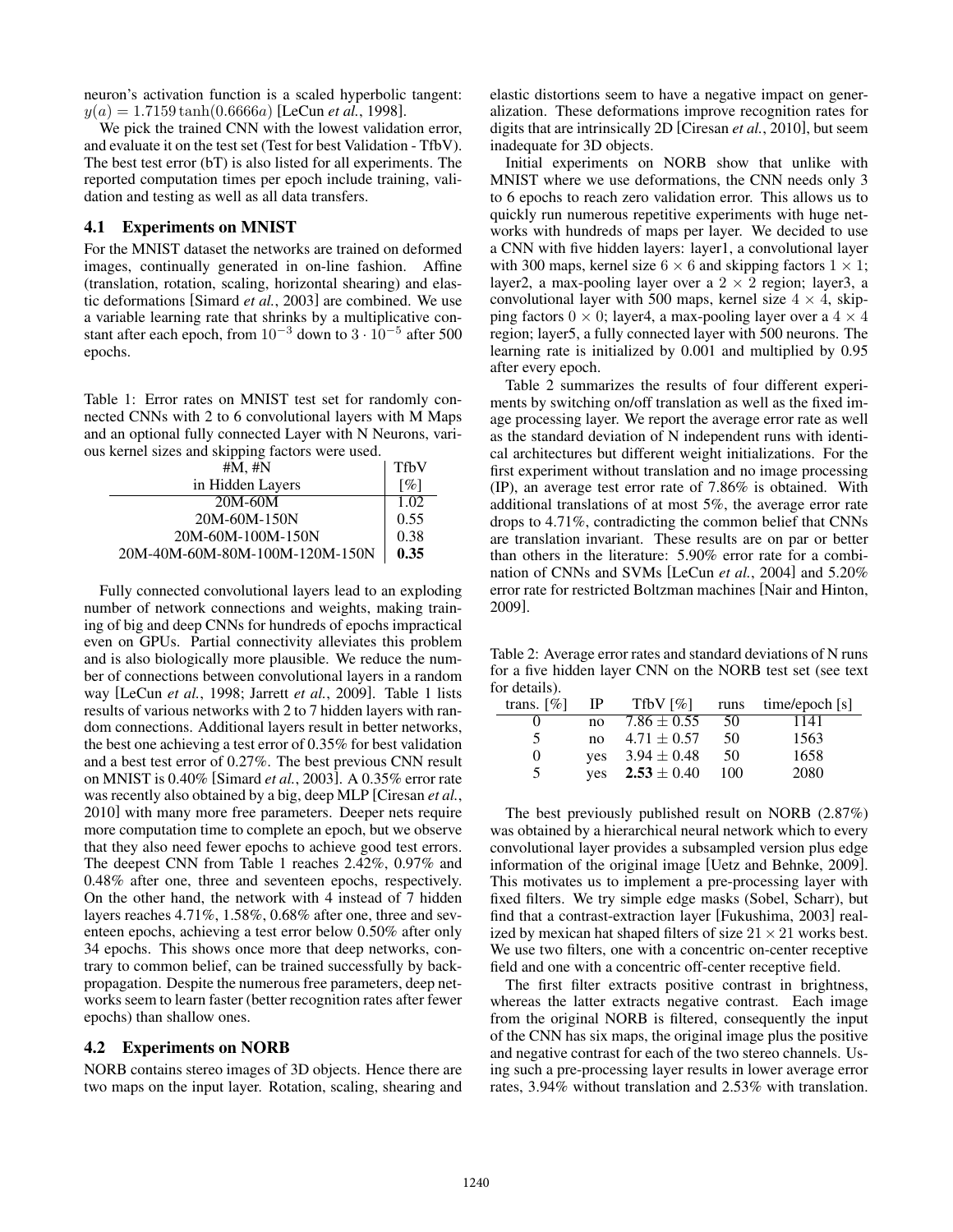neuron's activation function is a scaled hyperbolic tangent: $y(a) = 1.7159 \tanh(0.6666a)$ [LeCun *et al.*, 1998].

We pick the trained CNN with the lowest validation error, and evaluate it on the test set (Test for best Validation - TfbV). The best test error (bT) is also listed for all experiments. The reported computation times per epoch include training, validation and testing as well as all data transfers.

### 4.1 Experiments on MNIST

For the MNIST dataset the networks are trained on deformed images, continually generated in on-line fashion. Affine (translation, rotation, scaling, horizontal shearing) and elastic deformations [Simard *et al.*, 2003] are combined. We use a variable learning rate that shrinks by a multiplicative constant after each epoch, from $10^{-3}$ down to $3 \cdot 10^{-5}$ after 500 epochs.

Table 1: Error rates on MNIST test set for randomly connected CNNs with 2 to 6 convolutional layers with M Maps and an optional fully connected Layer with N Neurons, various kernel sizes and skipping factors were used.

| #M, #N in Hidden Layers | TfbV [%] |
|---|---|
| 20M-60M | 1.02 |
| 20M-60M-150N | 0.55 |
| 20M-60M-100M-150N | 0.38 |
| 20M-40M-60M-80M-100M-120M-150N | **0.35** |

Fully connected convolutional layers lead to an exploding number of network connections and weights, making training of big and deep CNNs for hundreds of epochs impractical even on GPUs. Partial connectivity alleviates this problem and is also biologically more plausible. We reduce the number of connections between convolutional layers in a random way [LeCun *et al.*, 1998; Jarrett *et al.*, 2009]. Table 1 lists results of various networks with 2 to 7 hidden layers with random connections. Additional layers result in better networks, the best one achieving a test error of 0.35% for best validation and a best test error of 0.27%. The best previous CNN result on MNIST is 0.40% [Simard *et al.*, 2003]. A 0.35% error rate was recently also obtained by a big, deep MLP [Ciresan *et al.*, 2010] with many more free parameters. Deeper nets require more computation time to complete an epoch, but we observe that they also need fewer epochs to achieve good test errors. The deepest CNN from Table 1 reaches 2.42%, 0.97% and 0.48% after one, three and seventeen epochs, respectively. On the other hand, the network with 4 instead of 7 hidden layers reaches 4.71%, 1.58%, 0.68% after one, three and seventeen epochs, achieving a test error below 0.50% after only 34 epochs. This shows once more that deep networks, contrary to common belief, can be trained successfully by back-propagation. Despite the numerous free parameters, deep networks seem to learn faster (better recognition rates after fewer epochs) than shallow ones.

### 4.2 Experiments on NORB

NORB contains stereo images of 3D objects. Hence there are two maps on the input layer. Rotation, scaling, shearing and elastic distortions seem to have a negative impact on generalization. These deformations improve recognition rates for digits that are intrinsically 2D [Ciresan *et al.*, 2010], but seem inadequate for 3D objects.

Initial experiments on NORB show that unlike with MNIST where we use deformations, the CNN needs only 3 to 6 epochs to reach zero validation error. This allows us to quickly run numerous repetitive experiments with huge networks with hundreds of maps per layer. We decided to use a CNN with five hidden layers: layer1, a convolutional layer with 300 maps, kernel size $6 \times 6$ and skipping factors $1 \times 1$; layer2, a max-pooling layer over a $2 \times 2$ region; layer3, a convolutional layer with 500 maps, kernel size $4 \times 4$, skipping factors $0 \times 0$; layer4, a max-pooling layer over a $4 \times 4$ region; layer5, a fully connected layer with 500 neurons. The learning rate is initialized by 0.001 and multiplied by 0.95 after every epoch.

Table 2 summarizes the results of four different experiments by switching on/off translation as well as the fixed image processing layer. We report the average error rate as well as the standard deviation of N independent runs with identical architectures but different weight initializations. For the first experiment without translation and no image processing (IP), an average test error rate of 7.86% is obtained. With additional translations of at most 5%, the average error rate drops to 4.71%, contradicting the common belief that CNNs are translation invariant. These results are on par or better than others in the literature: 5.90% error rate for a combination of CNNs and SVMs [LeCun *et al.*, 2004] and 5.20% error rate for restricted Boltzman machines [Nair and Hinton, 2009].

Table 2: Average error rates and standard deviations of N runs for a five hidden layer CNN on the NORB test set (see text for details).

| trans. [%] | IP | TfbV [%] | runs | time/epoch [s] |
|---|---|---|---|---|
| 0 | no | $7.86 \pm 0.55$ | 50 | 1141 |
| 5 | no | $4.71 \pm 0.57$ | 50 | 1563 |
| 0 | yes | $3.94 \pm 0.48$ | 50 | 1658 |
| 5 | yes | $\mathbf{2.53} \pm 0.40$ | 100 | 2080 |

The best previously published result on NORB (2.87%) was obtained by a hierarchical neural network which to every convolutional layer provides a subsampled version plus edge information of the original image [Uetz and Behnke, 2009]. This motivates us to implement a pre-processing layer with fixed filters. We try simple edge masks (Sobel, Scharr), but find that a contrast-extraction layer [Fukushima, 2003] realized by mexican hat shaped filters of size $21 \times 21$ works best. We use two filters, one with a concentric on-center receptive field and one with a concentric off-center receptive field.

The first filter extracts positive contrast in brightness, whereas the latter extracts negative contrast. Each image from the original NORB is filtered, consequently the input of the CNN has six maps, the original image plus the positive and negative contrast for each of the two stereo channels. Using such a pre-processing layer results in lower average error rates, 3.94% without translation and 2.53% with translation.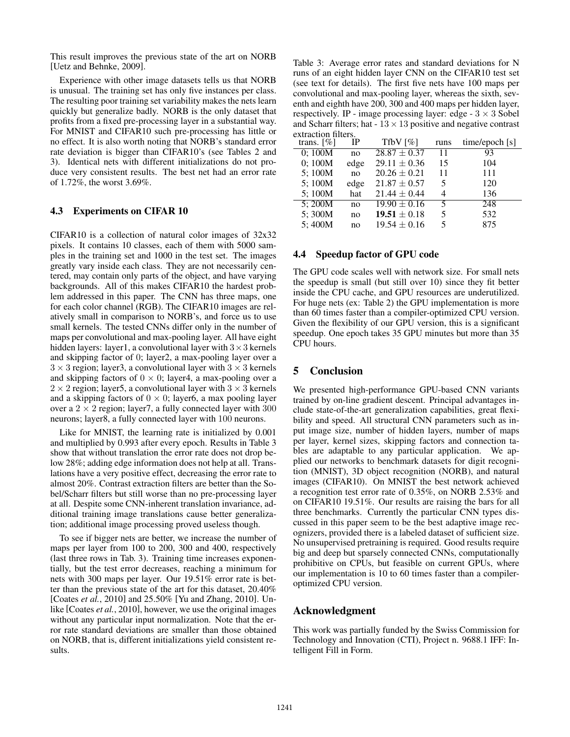This result improves the previous state of the art on NORB [Uetz and Behnke, 2009].

Experience with other image datasets tells us that NORB is unusual. The training set has only five instances per class. The resulting poor training set variability makes the nets learn quickly but generalize badly. NORB is the only dataset that profits from a fixed pre-processing layer in a substantial way. For MNIST and CIFAR10 such pre-processing has little or no effect. It is also worth noting that NORB's standard error rate deviation is bigger than CIFAR10's (see Tables 2 and 3). Identical nets with different initializations do not produce very consistent results. The best net had an error rate of 1.72%, the worst 3.69%.

### 4.3 Experiments on CIFAR 10

CIFAR10 is a collection of natural color images of 32x32 pixels. It contains 10 classes, each of them with 5000 samples in the training set and 1000 in the test set. The images greatly vary inside each class. They are not necessarily centered, may contain only parts of the object, and have varying backgrounds. All of this makes CIFAR10 the hardest problem addressed in this paper. The CNN has three maps, one for each color channel (RGB). The CIFAR10 images are relatively small in comparison to NORB's, and force us to use small kernels. The tested CNNs differ only in the number of maps per convolutional and max-pooling layer. All have eight hidden layers: layer1, a convolutional layer with $3 \times 3$ kernels and skipping factor of 0; layer2, a max-pooling layer over a $3 \times 3$ region; layer3, a convolutional layer with $3 \times 3$ kernels and skipping factors of $0 \times 0$; layer4, a max-pooling over a $2 \times 2$ region; layer5, a convolutional layer with $3 \times 3$ kernels and a skipping factors of $0 \times 0$; layer6, a max pooling layer over a $2 \times 2$ region; layer7, a fully connected layer with 300 neurons; layer8, a fully connected layer with 100 neurons.

Like for MNIST, the learning rate is initialized by 0.001 and multiplied by 0.993 after every epoch. Results in Table 3 show that without translation the error rate does not drop below 28%; adding edge information does not help at all. Translations have a very positive effect, decreasing the error rate to almost 20%. Contrast extraction filters are better than the Sobel/Scharr filters but still worse than no pre-processing layer at all. Despite some CNN-inherent translation invariance, additional training image translations cause better generalization; additional image processing proved useless though.

To see if bigger nets are better, we increase the number of maps per layer from 100 to 200, 300 and 400, respectively (last three rows in Tab. 3). Training time increases exponentially, but the test error decreases, reaching a minimum for nets with 300 maps per layer. Our 19.51% error rate is better than the previous state of the art for this dataset, 20.40% [Coates *et al.*, 2010] and 25.50% [Yu and Zhang, 2010]. Unlike [Coates *et al.*, 2010], however, we use the original images without any particular input normalization. Note that the error rate standard deviations are smaller than those obtained on NORB, that is, different initializations yield consistent results.

Table 3: Average error rates and standard deviations for N runs of an eight hidden layer CNN on the CIFAR10 test set (see text for details). The first five nets have 100 maps per convolutional and max-pooling layer, whereas the sixth, seventh and eighth have 200, 300 and 400 maps per hidden layer, respectively. IP - image processing layer: edge - $3 \times 3$ Sobel and Scharr filters; hat - $13 \times 13$ positive and negative contrast extraction filters.

| trans. [%] | IP | TfbV [%] | runs | time/epoch [s] |
|---|---|---|---|---|
| 0; 100M | no | $28.87 \pm 0.37$ | 11 | 93 |
| 0; 100M | edge | $29.11 \pm 0.36$ | 15 | 104 |
| 5; 100M | no | $20.26 \pm 0.21$ | 11 | 111 |
| 5; 100M | edge | $21.87 \pm 0.57$ | 5 | 120 |
| 5; 100M | hat | $21.44 \pm 0.44$ | 4 | 136 |
| 5; 200M | no | $19.90 \pm 0.16$ | 5 | 248 |
| 5; 300M | no | $\mathbf{19.51} \pm 0.18$ | 5 | 532 |
| 5; 400M | no | $19.54 \pm 0.16$ | 5 | 875 |

### 4.4 Speedup factor of GPU code

The GPU code scales well with network size. For small nets the speedup is small (but still over 10) since they fit better inside the CPU cache, and GPU resources are underutilized. For huge nets (ex: Table 2) the GPU implementation is more than 60 times faster than a compiler-optimized CPU version. Given the flexibility of our GPU version, this is a significant speedup. One epoch takes 35 GPU minutes but more than 35 CPU hours.

## 5 Conclusion

We presented high-performance GPU-based CNN variants trained by on-line gradient descent. Principal advantages include state-of-the-art generalization capabilities, great flexibility and speed. All structural CNN parameters such as input image size, number of hidden layers, number of maps per layer, kernel sizes, skipping factors and connection tables are adaptable to any particular application. We applied our networks to benchmark datasets for digit recognition (MNIST), 3D object recognition (NORB), and natural images (CIFAR10). On MNIST the best network achieved a recognition test error rate of 0.35%, on NORB 2.53% and on CIFAR10 19.51%. Our results are raising the bars for all three benchmarks. Currently the particular CNN types discussed in this paper seem to be the best adaptive image recognizers, provided there is a labeled dataset of sufficient size. No unsupervised pretraining is required. Good results require big and deep but sparsely connected CNNs, computationally prohibitive on CPUs, but feasible on current GPUs, where our implementation is 10 to 60 times faster than a compiler-optimized CPU version.

## Acknowledgment

This work was partially funded by the Swiss Commission for Technology and Innovation (CTI), Project n. 9688.1 IFF: Intelligent Fill in Form.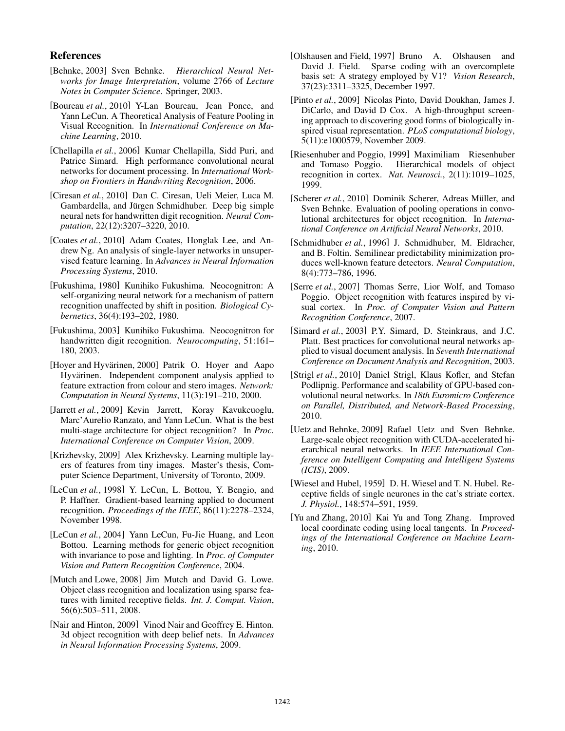## References

[Behnke, 2003] Sven Behnke. *Hierarchical Neural Networks for Image Interpretation*, volume 2766 of *Lecture Notes in Computer Science*. Springer, 2003.

[Boureau *et al.*, 2010] Y-Lan Boureau, Jean Ponce, and Yann LeCun. A Theoretical Analysis of Feature Pooling in Visual Recognition. In *International Conference on Machine Learning*, 2010.

[Chellapilla *et al.*, 2006] Kumar Chellapilla, Sidd Puri, and Patrice Simard. High performance convolutional neural networks for document processing. In *International Workshop on Frontiers in Handwriting Recognition*, 2006.

[Ciresan *et al.*, 2010] Dan C. Ciresan, Ueli Meier, Luca M. Gambardella, and Jürgen Schmidhuber. Deep big simple neural nets for handwritten digit recognition. *Neural Computation*, 22(12):3207–3220, 2010.

[Coates *et al.*, 2010] Adam Coates, Honglak Lee, and Andrew Ng. An analysis of single-layer networks in unsupervised feature learning. In *Advances in Neural Information Processing Systems*, 2010.

[Fukushima, 1980] Kunihiko Fukushima. Neocognitron: A self-organizing neural network for a mechanism of pattern recognition unaffected by shift in position. *Biological Cybernetics*, 36(4):193–202, 1980.

[Fukushima, 2003] Kunihiko Fukushima. Neocognitron for handwritten digit recognition. *Neurocomputing*, 51:161–180, 2003.

[Hoyer and Hyvärinen, 2000] Patrik O. Hoyer and Aapo Hyvärinen. Independent component analysis applied to feature extraction from colour and stero images. *Network: Computation in Neural Systems*, 11(3):191–210, 2000.

[Jarrett *et al.*, 2009] Kevin Jarrett, Koray Kavukcuoglu, Marc'Aurelio Ranzato, and Yann LeCun. What is the best multi-stage architecture for object recognition? In *Proc. International Conference on Computer Vision*, 2009.

[Krizhevsky, 2009] Alex Krizhevsky. Learning multiple layers of features from tiny images. Master's thesis, Computer Science Department, University of Toronto, 2009.

[LeCun *et al.*, 1998] Y. LeCun, L. Bottou, Y. Bengio, and P. Haffner. Gradient-based learning applied to document recognition. *Proceedings of the IEEE*, 86(11):2278–2324, November 1998.

[LeCun *et al.*, 2004] Yann LeCun, Fu-Jie Huang, and Leon Bottou. Learning methods for generic object recognition with invariance to pose and lighting. In *Proc. of Computer Vision and Pattern Recognition Conference*, 2004.

[Mutch and Lowe, 2008] Jim Mutch and David G. Lowe. Object class recognition and localization using sparse features with limited receptive fields. *Int. J. Comput. Vision*, 56(6):503–511, 2008.

[Nair and Hinton, 2009] Vinod Nair and Geoffrey E. Hinton. 3d object recognition with deep belief nets. In *Advances in Neural Information Processing Systems*, 2009.

[Olshausen and Field, 1997] Bruno A. Olshausen and David J. Field. Sparse coding with an overcomplete basis set: A strategy employed by V1? *Vision Research*, 37(23):3311–3325, December 1997.

[Pinto *et al.*, 2009] Nicolas Pinto, David Doukhan, James J. DiCarlo, and David D Cox. A high-throughput screening approach to discovering good forms of biologically inspired visual representation. *PLoS computational biology*, 5(11):e1000579, November 2009.

[Riesenhuber and Poggio, 1999] Maximiliam Riesenhuber and Tomaso Poggio. Hierarchical models of object recognition in cortex. *Nat. Neurosci.*, 2(11):1019–1025, 1999.

[Scherer *et al.*, 2010] Dominik Scherer, Adreas Müller, and Sven Behnke. Evaluation of pooling operations in convolutional architectures for object recognition. In *International Conference on Artificial Neural Networks*, 2010.

[Schmidhuber *et al.*, 1996] J. Schmidhuber, M. Eldracher, and B. Foltin. Semilinear predictability minimization produces well-known feature detectors. *Neural Computation*, 8(4):773–786, 1996.

[Serre *et al.*, 2007] Thomas Serre, Lior Wolf, and Tomaso Poggio. Object recognition with features inspired by visual cortex. In *Proc. of Computer Vision and Pattern Recognition Conference*, 2007.

[Simard *et al.*, 2003] P.Y. Simard, D. Steinkraus, and J.C. Platt. Best practices for convolutional neural networks applied to visual document analysis. In *Seventh International Conference on Document Analysis and Recognition*, 2003.

[Strigl *et al.*, 2010] Daniel Strigl, Klaus Kofler, and Stefan Podlipnig. Performance and scalability of GPU-based convolutional neural networks. In *18th Euromicro Conference on Parallel, Distributed, and Network-Based Processing*, 2010.

[Uetz and Behnke, 2009] Rafael Uetz and Sven Behnke. Large-scale object recognition with CUDA-accelerated hierarchical neural networks. In *IEEE International Conference on Intelligent Computing and Intelligent Systems (ICIS)*, 2009.

[Wiesel and Hubel, 1959] D. H. Wiesel and T. N. Hubel. Receptive fields of single neurones in the cat's striate cortex. *J. Physiol.*, 148:574–591, 1959.

[Yu and Zhang, 2010] Kai Yu and Tong Zhang. Improved local coordinate coding using local tangents. In *Proceedings of the International Conference on Machine Learning*, 2010.